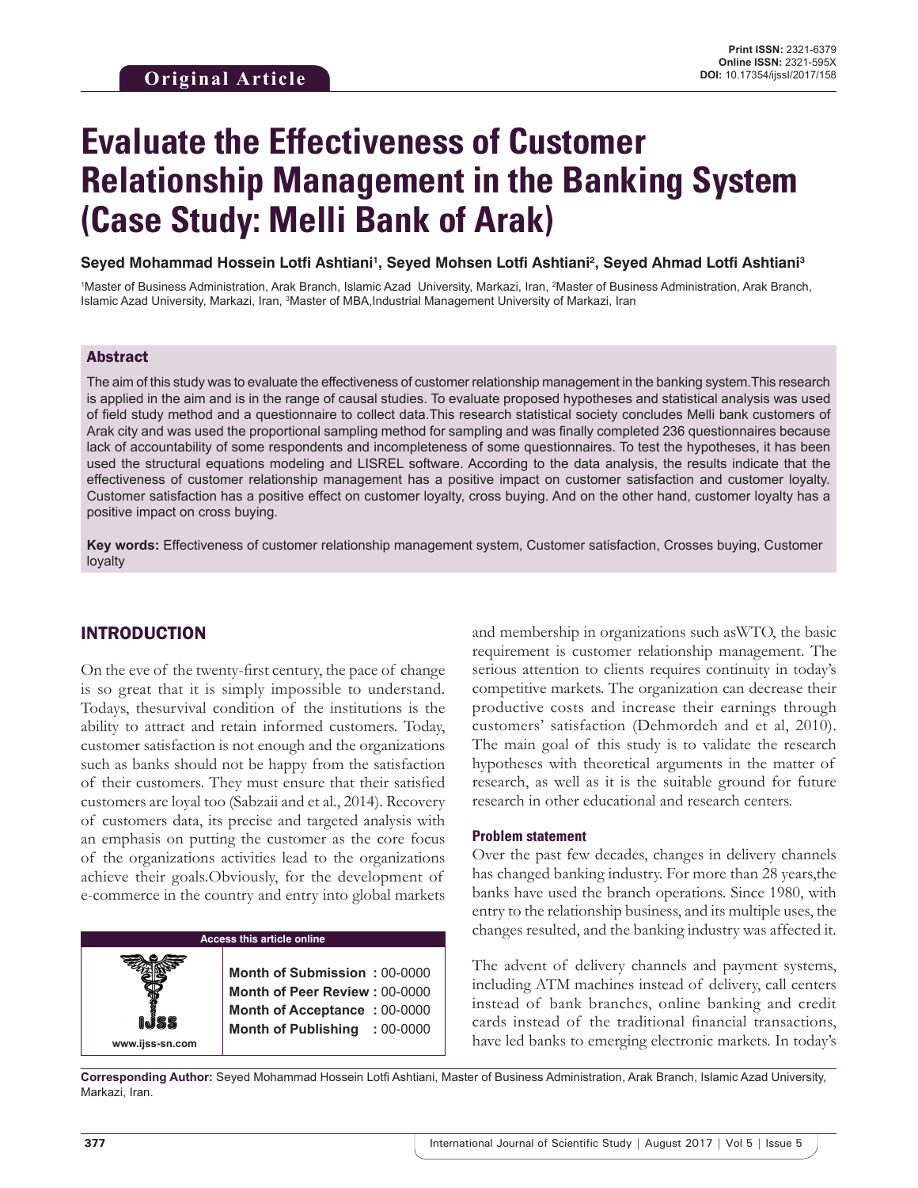Original Article

**Print ISSN:** 2321-6379
**Online ISSN:** 2321-595X
**DOI:** 10.17354/ijssl/2017/158

# Evaluate the Effectiveness of Customer Relationship Management in the Banking System (Case Study: Melli Bank of Arak)

**Seyed Mohammad Hossein Lotfi Ashtiani[1], Seyed Mohsen Lotfi Ashtiani[2], Seyed Ahmad Lotfi Ashtiani[3]**

[1]Master of Business Administration, Arak Branch, Islamic Azad University, Markazi, Iran, [2]Master of Business Administration, Arak Branch, Islamic Azad University, Markazi, Iran, [3]Master of MBA,Industrial Management University of Markazi, Iran

## Abstract

The aim of this study was to evaluate the effectiveness of customer relationship management in the banking system.This research is applied in the aim and is in the range of causal studies. To evaluate proposed hypotheses and statistical analysis was used of field study method and a questionnaire to collect data.This research statistical society concludes Melli bank customers of Arak city and was used the proportional sampling method for sampling and was finally completed 236 questionnaires because lack of accountability of some respondents and incompleteness of some questionnaires. To test the hypotheses, it has been used the structural equations modeling and LISREL software. According to the data analysis, the results indicate that the effectiveness of customer relationship management has a positive impact on customer satisfaction and customer loyalty. Customer satisfaction has a positive effect on customer loyalty, cross buying. And on the other hand, customer loyalty has a positive impact on cross buying.

**Key words:** Effectiveness of customer relationship management system, Customer satisfaction, Crosses buying, Customer loyalty

## INTRODUCTION

On the eve of the twenty-first century, the pace of change is so great that it is simply impossible to understand. Todays, thesurvival condition of the institutions is the ability to attract and retain informed customers. Today, customer satisfaction is not enough and the organizations such as banks should not be happy from the satisfaction of their customers. They must ensure that their satisfied customers are loyal too (Sabzaii and et al., 2014). Recovery of customers data, its precise and targeted analysis with an emphasis on putting the customer as the core focus of the organizations activities lead to the organizations achieve their goals.Obviously, for the development of e-commerce in the country and entry into global markets and membership in organizations such asWTO, the basic requirement is customer relationship management. The serious attention to clients requires continuity in today's competitive markets. The organization can decrease their productive costs and increase their earnings through customers' satisfaction (Dehmordeh and et al, 2010). The main goal of this study is to validate the research hypotheses with theoretical arguments in the matter of research, as well as it is the suitable ground for future research in other educational and research centers.

| Access this article online | |
|---|---|
| www.ijss-sn.com | **Month of Submission :** 00-0000<br>**Month of Peer Review :** 00-0000<br>**Month of Acceptance :** 00-0000<br>**Month of Publishing :** 00-0000 |

### Problem statement

Over the past few decades, changes in delivery channels has changed banking industry. For more than 28 years,the banks have used the branch operations. Since 1980, with entry to the relationship business, and its multiple uses, the changes resulted, and the banking industry was affected it.

The advent of delivery channels and payment systems, including ATM machines instead of delivery, call centers instead of bank branches, online banking and credit cards instead of the traditional financial transactions, have led banks to emerging electronic markets. In today's

**Corresponding Author:** Seyed Mohammad Hossein Lotfi Ashtiani, Master of Business Administration, Arak Branch, Islamic Azad University, Markazi, Iran.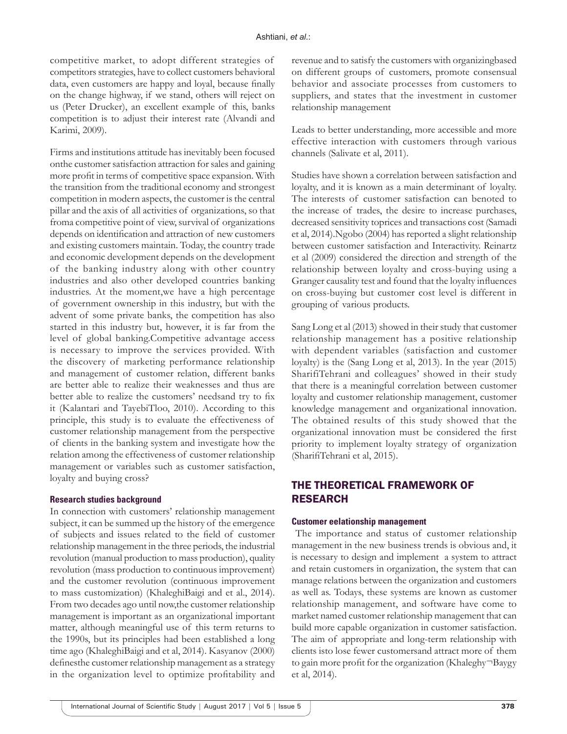competitive market, to adopt different strategies of competitors strategies, have to collect customers behavioral data, even customers are happy and loyal, because finally on the change highway, if we stand, others will reject on us (Peter Drucker), an excellent example of this, banks competition is to adjust their interest rate (Alvandi and Karimi, 2009).

Firms and institutions attitude has inevitably been focused onthe customer satisfaction attraction for sales and gaining more profit in terms of competitive space expansion. With the transition from the traditional economy and strongest competition in modern aspects, the customer is the central pillar and the axis of all activities of organizations, so that froma competitive point of view, survival of organizations depends on identification and attraction of new customers and existing customers maintain. Today, the country trade and economic development depends on the development of the banking industry along with other country industries and also other developed countries banking industries. At the moment,we have a high percentage of government ownership in this industry, but with the advent of some private banks, the competition has also started in this industry but, however, it is far from the level of global banking.Competitive advantage access is necessary to improve the services provided. With the discovery of marketing performance relationship and management of customer relation, different banks are better able to realize their weaknesses and thus are better able to realize the customers' needsand try to fix it (Kalantari and TayebiTloo, 2010). According to this principle, this study is to evaluate the effectiveness of customer relationship management from the perspective of clients in the banking system and investigate how the relation among the effectiveness of customer relationship management or variables such as customer satisfaction, loyalty and buying cross?

### Research studies background

In connection with customers' relationship management subject, it can be summed up the history of the emergence of subjects and issues related to the field of customer relationship management in the three periods, the industrial revolution (manual production to mass production), quality revolution (mass production to continuous improvement) and the customer revolution (continuous improvement to mass customization) (KhaleghiBaigi and et al., 2014). From two decades ago until now,the customer relationship management is important as an organizational important matter, although meaningful use of this term returns to the 1990s, but its principles had been established a long time ago (KhaleghiBaigi and et al, 2014). Kasyanov (2000) definesthe customer relationship management as a strategy in the organization level to optimize profitability and revenue and to satisfy the customers with organizingbased on different groups of customers, promote consensual behavior and associate processes from customers to suppliers, and states that the investment in customer relationship management

Leads to better understanding, more accessible and more effective interaction with customers through various channels (Salivate et al, 2011).

Studies have shown a correlation between satisfaction and loyalty, and it is known as a main determinant of loyalty. The interests of customer satisfaction can benoted to the increase of trades, the desire to increase purchases, decreased sensitivity toprices and transactions cost (Samadi et al, 2014).Ngobo (2004) has reported a slight relationship between customer satisfaction and Interactivity. Reinartz et al (2009) considered the direction and strength of the relationship between loyalty and cross-buying using a Granger causality test and found that the loyalty influences on cross-buying but customer cost level is different in grouping of various products.

Sang Long et al (2013) showed in their study that customer relationship management has a positive relationship with dependent variables (satisfaction and customer loyalty) is the (Sang Long et al, 2013). In the year (2015) SharifiTehrani and colleagues' showed in their study that there is a meaningful correlation between customer loyalty and customer relationship management, customer knowledge management and organizational innovation. The obtained results of this study showed that the organizational innovation must be considered the first priority to implement loyalty strategy of organization (SharifiTehrani et al, 2015).

## THE THEORETICAL FRAMEWORK OF RESEARCH

### Customer eelationship management

The importance and status of customer relationship management in the new business trends is obvious and, it is necessary to design and implement a system to attract and retain customers in organization, the system that can manage relations between the organization and customers as well as. Todays, these systems are known as customer relationship management, and software have come to market named customer relationship management that can build more capable organization in customer satisfaction. The aim of appropriate and long-term relationship with clients isto lose fewer customersand attract more of them to gain more profit for the organization (Khaleghy¬Baygy et al, 2014).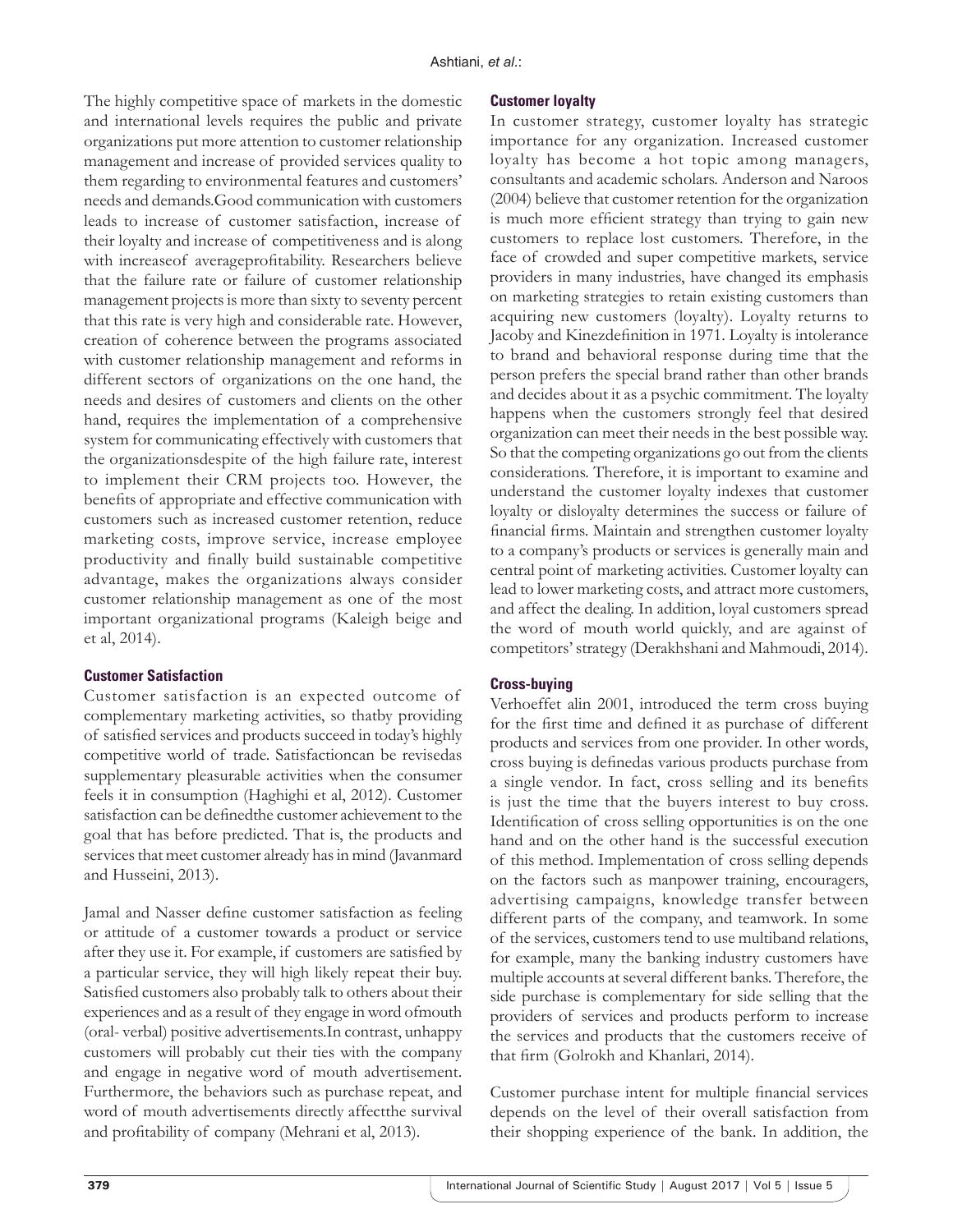The highly competitive space of markets in the domestic and international levels requires the public and private organizations put more attention to customer relationship management and increase of provided services quality to them regarding to environmental features and customers' needs and demands.Good communication with customers leads to increase of customer satisfaction, increase of their loyalty and increase of competitiveness and is along with increaseof averageprofitability. Researchers believe that the failure rate or failure of customer relationship management projects is more than sixty to seventy percent that this rate is very high and considerable rate. However, creation of coherence between the programs associated with customer relationship management and reforms in different sectors of organizations on the one hand, the needs and desires of customers and clients on the other hand, requires the implementation of a comprehensive system for communicating effectively with customers that the organizationsdespite of the high failure rate, interest to implement their CRM projects too. However, the benefits of appropriate and effective communication with customers such as increased customer retention, reduce marketing costs, improve service, increase employee productivity and finally build sustainable competitive advantage, makes the organizations always consider customer relationship management as one of the most important organizational programs (Kaleigh beige and et al, 2014).

#### Customer Satisfaction

Customer satisfaction is an expected outcome of complementary marketing activities, so thatby providing of satisfied services and products succeed in today's highly competitive world of trade. Satisfactioncan be revisedas supplementary pleasurable activities when the consumer feels it in consumption (Haghighi et al, 2012). Customer satisfaction can be definedthe customer achievement to the goal that has before predicted. That is, the products and services that meet customer already has in mind (Javanmard and Husseini, 2013).

Jamal and Nasser define customer satisfaction as feeling or attitude of a customer towards a product or service after they use it. For example, if customers are satisfied by a particular service, they will high likely repeat their buy. Satisfied customers also probably talk to others about their experiences and as a result of they engage in word ofmouth (oral- verbal) positive advertisements.In contrast, unhappy customers will probably cut their ties with the company and engage in negative word of mouth advertisement. Furthermore, the behaviors such as purchase repeat, and word of mouth advertisements directly affectthe survival and profitability of company (Mehrani et al, 2013).

#### Customer loyalty

In customer strategy, customer loyalty has strategic importance for any organization. Increased customer loyalty has become a hot topic among managers, consultants and academic scholars. Anderson and Naroos (2004) believe that customer retention for the organization is much more efficient strategy than trying to gain new customers to replace lost customers. Therefore, in the face of crowded and super competitive markets, service providers in many industries, have changed its emphasis on marketing strategies to retain existing customers than acquiring new customers (loyalty). Loyalty returns to Jacoby and Kinezdefinition in 1971. Loyalty is intolerance to brand and behavioral response during time that the person prefers the special brand rather than other brands and decides about it as a psychic commitment. The loyalty happens when the customers strongly feel that desired organization can meet their needs in the best possible way. So that the competing organizations go out from the clients considerations. Therefore, it is important to examine and understand the customer loyalty indexes that customer loyalty or disloyalty determines the success or failure of financial firms. Maintain and strengthen customer loyalty to a company's products or services is generally main and central point of marketing activities. Customer loyalty can lead to lower marketing costs, and attract more customers, and affect the dealing. In addition, loyal customers spread the word of mouth world quickly, and are against of competitors' strategy (Derakhshani and Mahmoudi, 2014).

#### Cross-buying

Verhoeffet alin 2001, introduced the term cross buying for the first time and defined it as purchase of different products and services from one provider. In other words, cross buying is definedas various products purchase from a single vendor. In fact, cross selling and its benefits is just the time that the buyers interest to buy cross. Identification of cross selling opportunities is on the one hand and on the other hand is the successful execution of this method. Implementation of cross selling depends on the factors such as manpower training, encouragers, advertising campaigns, knowledge transfer between different parts of the company, and teamwork. In some of the services, customers tend to use multiband relations, for example, many the banking industry customers have multiple accounts at several different banks. Therefore, the side purchase is complementary for side selling that the providers of services and products perform to increase the services and products that the customers receive of that firm (Golrokh and Khanlari, 2014).

Customer purchase intent for multiple financial services depends on the level of their overall satisfaction from their shopping experience of the bank. In addition, the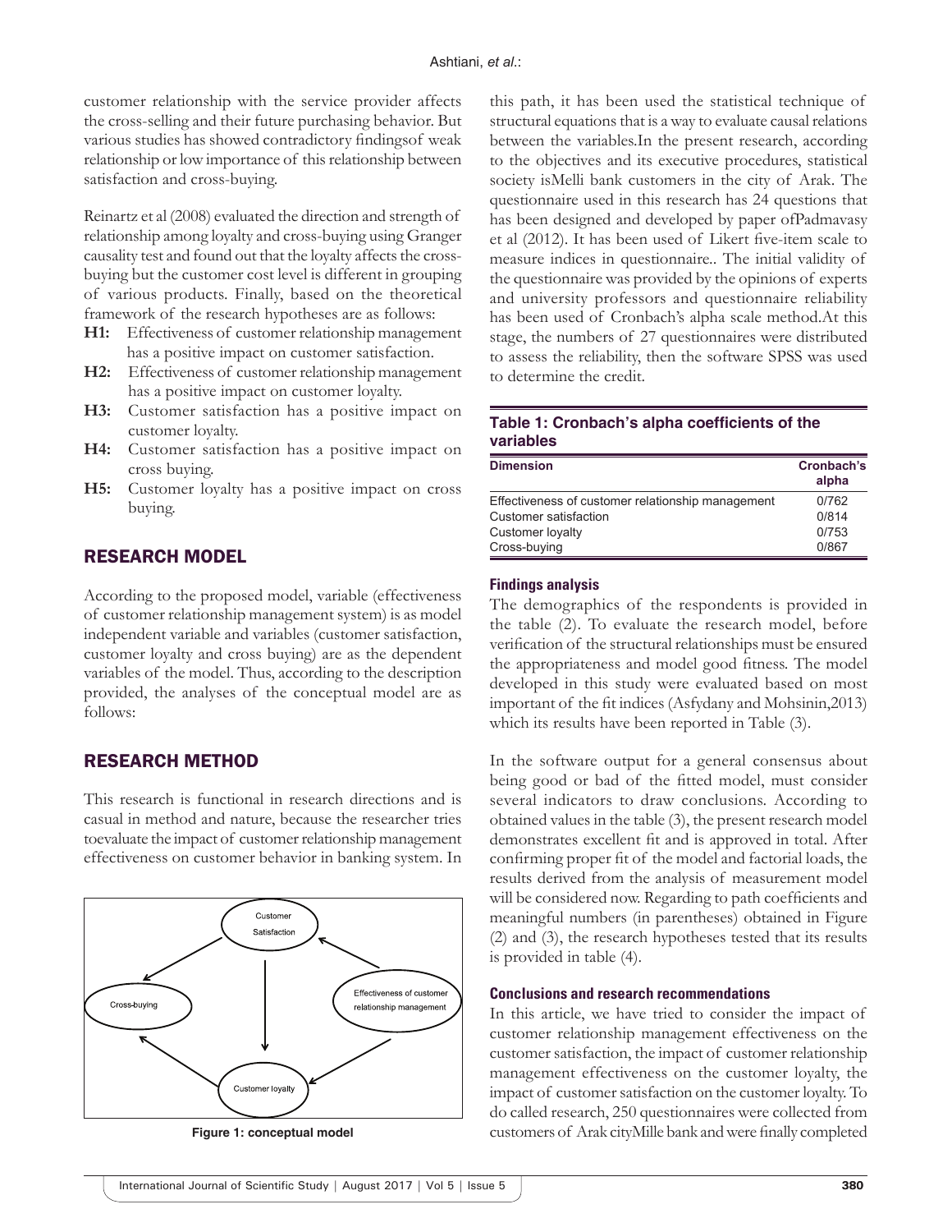customer relationship with the service provider affects the cross-selling and their future purchasing behavior. But various studies has showed contradictory findingsof weak relationship or low importance of this relationship between satisfaction and cross-buying.

Reinartz et al (2008) evaluated the direction and strength of relationship among loyalty and cross-buying using Granger causality test and found out that the loyalty affects the cross-buying but the customer cost level is different in grouping of various products. Finally, based on the theoretical framework of the research hypotheses are as follows:

- **H1:** Effectiveness of customer relationship management has a positive impact on customer satisfaction.
- **H2:** Effectiveness of customer relationship management has a positive impact on customer loyalty.
- **H3:** Customer satisfaction has a positive impact on customer loyalty.
- **H4:** Customer satisfaction has a positive impact on cross buying.
- **H5:** Customer loyalty has a positive impact on cross buying.

## RESEARCH MODEL

According to the proposed model, variable (effectiveness of customer relationship management system) is as model independent variable and variables (customer satisfaction, customer loyalty and cross buying) are as the dependent variables of the model. Thus, according to the description provided, the analyses of the conceptual model are as follows:

## RESEARCH METHOD

This research is functional in research directions and is casual in method and nature, because the researcher tries toevaluate the impact of customer relationship management effectiveness on customer behavior in banking system. In this path, it has been used the statistical technique of structural equations that is a way to evaluate causal relations between the variables.In the present research, according to the objectives and its executive procedures, statistical society isMelli bank customers in the city of Arak. The questionnaire used in this research has 24 questions that has been designed and developed by paper ofPadmavasy et al (2012). It has been used of Likert five-item scale to measure indices in questionnaire.. The initial validity of the questionnaire was provided by the opinions of experts and university professors and questionnaire reliability has been used of Cronbach's alpha scale method.At this stage, the numbers of 27 questionnaires were distributed to assess the reliability, then the software SPSS was used to determine the credit.

Customer Satisfaction

Cross-buying

Effectiveness of customer relationship management

Customer loyalty

Figure 1: conceptual model

**Table 1: Cronbach's alpha coefficients of the variables**

| Dimension | Cronbach's alpha |
|---|---|
| Effectiveness of customer relationship management | 0/762 |
| Customer satisfaction | 0/814 |
| Customer loyalty | 0/753 |
| Cross-buying | 0/867 |

### Findings analysis

The demographics of the respondents is provided in the table (2). To evaluate the research model, before verification of the structural relationships must be ensured the appropriateness and model good fitness. The model developed in this study were evaluated based on most important of the fit indices (Asfydany and Mohsinin,2013) which its results have been reported in Table (3).

In the software output for a general consensus about being good or bad of the fitted model, must consider several indicators to draw conclusions. According to obtained values in the table (3), the present research model demonstrates excellent fit and is approved in total. After confirming proper fit of the model and factorial loads, the results derived from the analysis of measurement model will be considered now. Regarding to path coefficients and meaningful numbers (in parentheses) obtained in Figure (2) and (3), the research hypotheses tested that its results is provided in table (4).

### Conclusions and research recommendations

In this article, we have tried to consider the impact of customer relationship management effectiveness on the customer satisfaction, the impact of customer relationship management effectiveness on the customer loyalty, the impact of customer satisfaction on the customer loyalty. To do called research, 250 questionnaires were collected from customers of Arak cityMille bank and were finally completed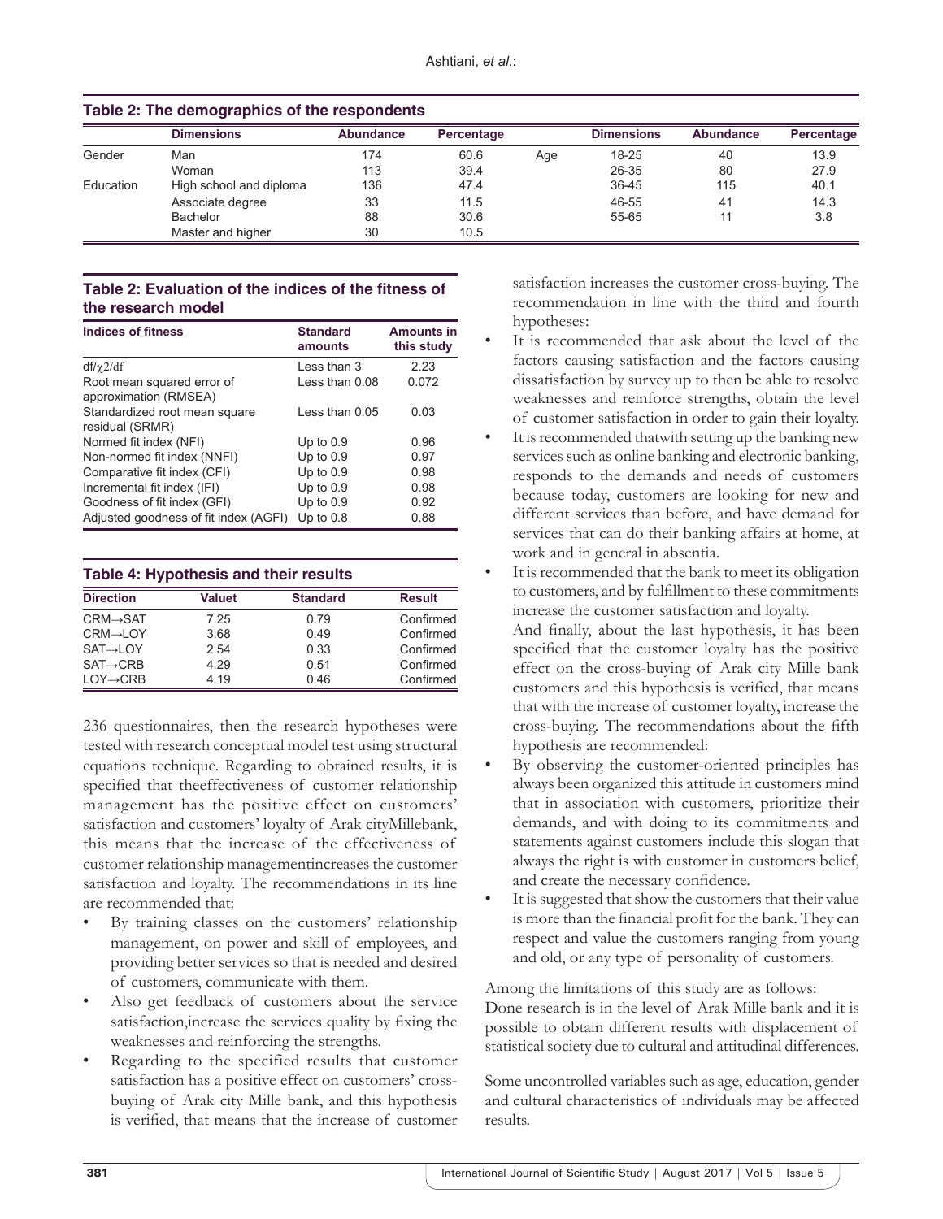**Table 2: The demographics of the respondents**

| | Dimensions | Abundance | Percentage | | Dimensions | Abundance | Percentage |
|---|---|---|---|---|---|---|---|
| Gender | Man | 174 | 60.6 | Age | 18-25 | 40 | 13.9 |
| | Woman | 113 | 39.4 | | 26-35 | 80 | 27.9 |
| Education | High school and diploma | 136 | 47.4 | | 36-45 | 115 | 40.1 |
| | Associate degree | 33 | 11.5 | | 46-55 | 41 | 14.3 |
| | Bachelor | 88 | 30.6 | | 55-65 | 11 | 3.8 |
| | Master and higher | 30 | 10.5 | | | | |

**Table 2: Evaluation of the indices of the fitness of the research model**

| Indices of fitness | Standard amounts | Amounts in this study |
|---|---|---|
| df/$\chi$2/df | Less than 3 | 2.23 |
| Root mean squared error of approximation (RMSEA) | Less than 0.08 | 0.072 |
| Standardized root mean square residual (SRMR) | Less than 0.05 | 0.03 |
| Normed fit index (NFI) | Up to 0.9 | 0.96 |
| Non-normed fit index (NNFI) | Up to 0.9 | 0.97 |
| Comparative fit index (CFI) | Up to 0.9 | 0.98 |
| Incremental fit index (IFI) | Up to 0.9 | 0.98 |
| Goodness of fit index (GFI) | Up to 0.9 | 0.92 |
| Adjusted goodness of fit index (AGFI) | Up to 0.8 | 0.88 |

**Table 4: Hypothesis and their results**

| Direction | Valuet | Standard | Result |
|---|---|---|---|
| CRM→SAT | 7.25 | 0.79 | Confirmed |
| CRM→LOY | 3.68 | 0.49 | Confirmed |
| SAT→LOY | 2.54 | 0.33 | Confirmed |
| SAT→CRB | 4.29 | 0.51 | Confirmed |
| LOY→CRB | 4.19 | 0.46 | Confirmed |

236 questionnaires, then the research hypotheses were tested with research conceptual model test using structural equations technique. Regarding to obtained results, it is specified that theeffectiveness of customer relationship management has the positive effect on customers' satisfaction and customers' loyalty of Arak cityMillebank, this means that the increase of the effectiveness of customer relationship managementincreases the customer satisfaction and loyalty. The recommendations in its line are recommended that:

- By training classes on the customers' relationship management, on power and skill of employees, and providing better services so that is needed and desired of customers, communicate with them.
- Also get feedback of customers about the service satisfaction,increase the services quality by fixing the weaknesses and reinforcing the strengths.
- Regarding to the specified results that customer satisfaction has a positive effect on customers' cross-buying of Arak city Mille bank, and this hypothesis is verified, that means that the increase of customer satisfaction increases the customer cross-buying. The recommendation in line with the third and fourth hypotheses:
- It is recommended that ask about the level of the factors causing satisfaction and the factors causing dissatisfaction by survey up to then be able to resolve weaknesses and reinforce strengths, obtain the level of customer satisfaction in order to gain their loyalty.
- It is recommended thatwith setting up the banking new services such as online banking and electronic banking, responds to the demands and needs of customers because today, customers are looking for new and different services than before, and have demand for services that can do their banking affairs at home, at work and in general in absentia.
- It is recommended that the bank to meet its obligation to customers, and by fulfillment to these commitments increase the customer satisfaction and loyalty.

  And finally, about the last hypothesis, it has been specified that the customer loyalty has the positive effect on the cross-buying of Arak city Mille bank customers and this hypothesis is verified, that means that with the increase of customer loyalty, increase the cross-buying. The recommendations about the fifth hypothesis are recommended:
- By observing the customer-oriented principles has always been organized this attitude in customers mind that in association with customers, prioritize their demands, and with doing to its commitments and statements against customers include this slogan that always the right is with customer in customers belief, and create the necessary confidence.
- It is suggested that show the customers that their value is more than the financial profit for the bank. They can respect and value the customers ranging from young and old, or any type of personality of customers.

Among the limitations of this study are as follows:
Done research is in the level of Arak Mille bank and it is possible to obtain different results with displacement of statistical society due to cultural and attitudinal differences.

Some uncontrolled variables such as age, education, gender and cultural characteristics of individuals may be affected results.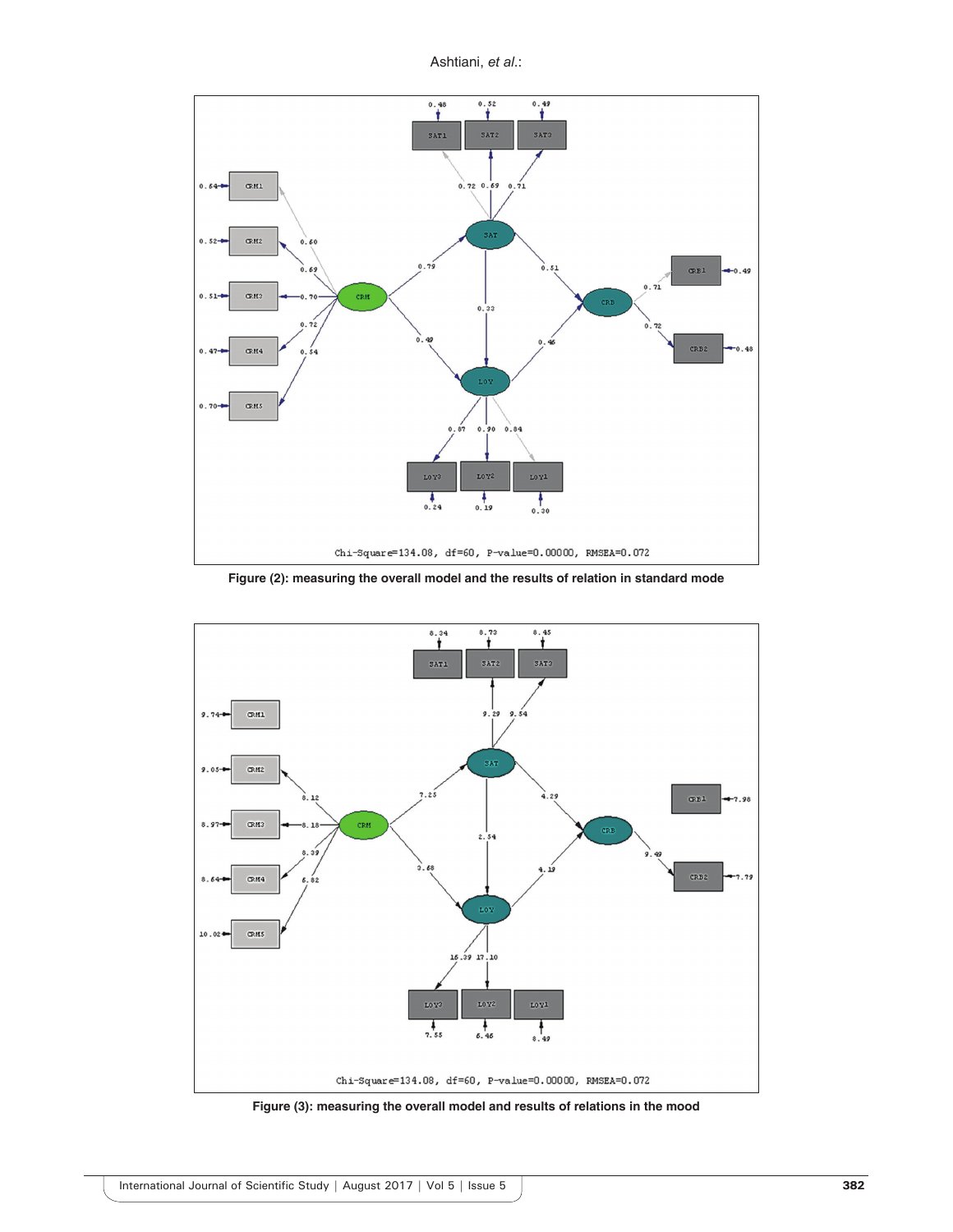Chi-Square=134.08, df=60, P-value=0.00000, RMSEA=0.072

**Figure (2): measuring the overall model and the results of relation in standard mode**

Chi-Square=134.08, df=60, P-value=0.00000, RMSEA=0.072

**Figure (3): measuring the overall model and results of relations in the mood**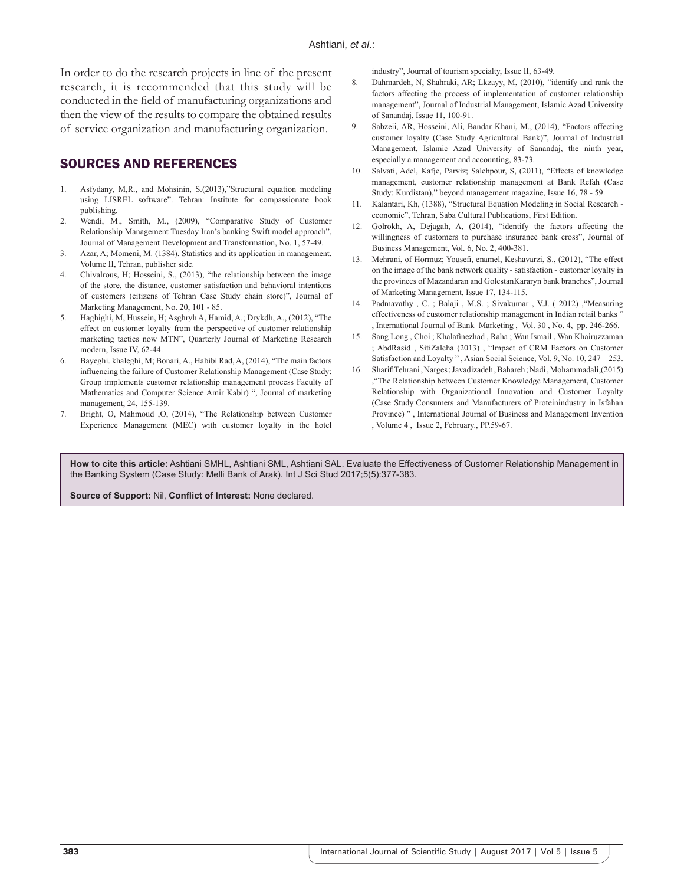In order to do the research projects in line of the present research, it is recommended that this study will be conducted in the field of manufacturing organizations and then the view of the results to compare the obtained results of service organization and manufacturing organization.

## SOURCES AND REFERENCES

1. Asfydany, M,R., and Mohsinin, S.(2013),"Structural equation modeling using LISREL software". Tehran: Institute for compassionate book publishing.
2. Wendi, M., Smith, M., (2009), "Comparative Study of Customer Relationship Management Tuesday Iran's banking Swift model approach", Journal of Management Development and Transformation, No. 1, 57-49.
3. Azar, A; Momeni, M. (1384). Statistics and its application in management. Volume II, Tehran, publisher side.
4. Chivalrous, H; Hosseini, S., (2013), "the relationship between the image of the store, the distance, customer satisfaction and behavioral intentions of customers (citizens of Tehran Case Study chain store)", Journal of Marketing Management, No. 20, 101 - 85.
5. Haghighi, M, Hussein, H; Asghryh A, Hamid, A.; Drykdh, A., (2012), "The effect on customer loyalty from the perspective of customer relationship marketing tactics now MTN", Quarterly Journal of Marketing Research modern, Issue IV, 62-44.
6. Bayeghi. khaleghi, M; Bonari, A., Habibi Rad, A, (2014), "The main factors influencing the failure of Customer Relationship Management (Case Study: Group implements customer relationship management process Faculty of Mathematics and Computer Science Amir Kabir) ", Journal of marketing management, 24, 155-139.
7. Bright, O, Mahmoud ,O, (2014), "The Relationship between Customer Experience Management (MEC) with customer loyalty in the hotel industry", Journal of tourism specialty, Issue II, 63-49.
8. Dahmardeh, N, Shahraki, AR; Lkzayy, M, (2010), "identify and rank the factors affecting the process of implementation of customer relationship management", Journal of Industrial Management, Islamic Azad University of Sanandaj, Issue 11, 100-91.
9. Sabzeii, AR, Hosseini, Ali, Bandar Khani, M., (2014), "Factors affecting customer loyalty (Case Study Agricultural Bank)", Journal of Industrial Management, Islamic Azad University of Sanandaj, the ninth year, especially a management and accounting, 83-73.
10. Salvati, Adel, Kafje, Parviz; Salehpour, S, (2011), "Effects of knowledge management, customer relationship management at Bank Refah (Case Study: Kurdistan)," beyond management magazine, Issue 16, 78 - 59.
11. Kalantari, Kh, (1388), "Structural Equation Modeling in Social Research - economic", Tehran, Saba Cultural Publications, First Edition.
12. Golrokh, A, Dejagah, A, (2014), "identify the factors affecting the willingness of customers to purchase insurance bank cross", Journal of Business Management, Vol. 6, No. 2, 400-381.
13. Mehrani, of Hormuz; Yousefi, enamel, Keshavarzi, S., (2012), "The effect on the image of the bank network quality - satisfaction - customer loyalty in the provinces of Mazandaran and GolestanKararyn bank branches", Journal of Marketing Management, Issue 17, 134-115.
14. Padmavathy , C. ; Balaji , M.S. ; Sivakumar , V.J. ( 2012) ,"Measuring effectiveness of customer relationship management in Indian retail banks " , International Journal of Bank Marketing , Vol. 30 , No. 4, pp. 246-266.
15. Sang Long , Choi ; Khalafinezhad , Raha ; Wan Ismail , Wan Khairuzzaman ; AbdRasid , SitiZaleha (2013) , "Impact of CRM Factors on Customer Satisfaction and Loyalty " , Asian Social Science, Vol. 9, No. 10, 247 – 253.
16. SharifiTehrani , Narges ; Javadizadeh , Bahareh ; Nadi , Mohammadali,(2015) ,"The Relationship between Customer Knowledge Management, Customer Relationship with Organizational Innovation and Customer Loyalty (Case Study:Consumers and Manufacturers of Proteinindustry in Isfahan Province) " , International Journal of Business and Management Invention , Volume 4 , Issue 2, February., PP.59-67.

**How to cite this article:** Ashtiani SMHL, Ashtiani SML, Ashtiani SAL. Evaluate the Effectiveness of Customer Relationship Management in the Banking System (Case Study: Melli Bank of Arak). Int J Sci Stud 2017;5(5):377-383.

**Source of Support:** Nil, **Conflict of Interest:** None declared.